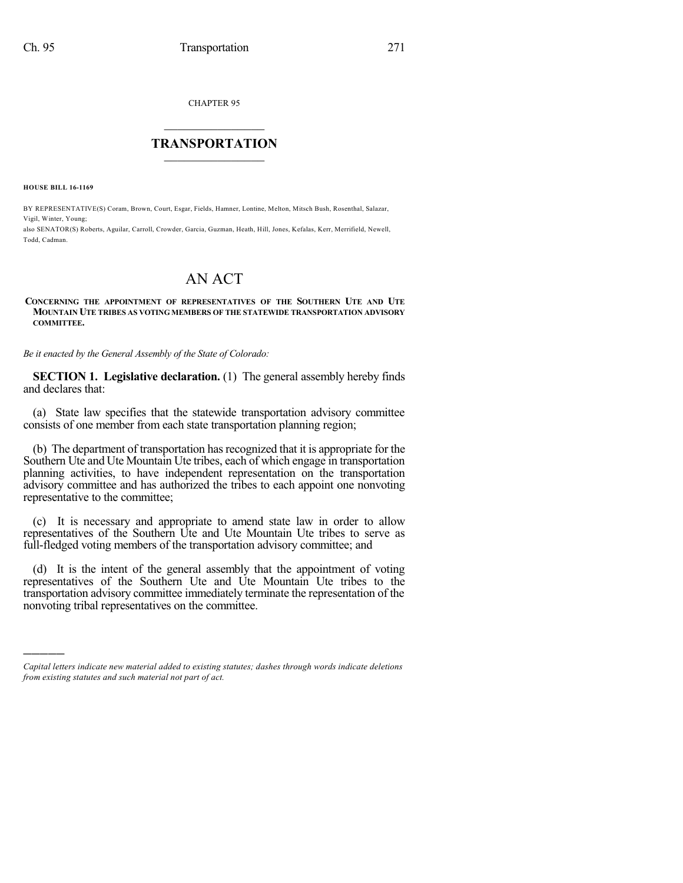CHAPTER 95

# TRANSPORTATION

**HOUSE BILL 16-1169**

BY REPRESENTATIVE(S) Coram, Brown, Court, Esgar, Fields, Hamner, Lontine, Melton, Mitsch Bush, Rosenthal, Salazar, Vigil, Winter, Young;
also SENATOR(S) Roberts, Aguilar, Carroll, Crowder, Garcia, Guzman, Heath, Hill, Jones, Kefalas, Kerr, Merrifield, Newell, Todd, Cadman.

# AN ACT

**CONCERNING THE APPOINTMENT OF REPRESENTATIVES OF THE SOUTHERN UTE AND UTE MOUNTAIN UTE TRIBES AS VOTING MEMBERS OF THE STATEWIDE TRANSPORTATION ADVISORY COMMITTEE.**

*Be it enacted by the General Assembly of the State of Colorado:*

**SECTION 1. Legislative declaration.** (1) The general assembly hereby finds and declares that:

(a) State law specifies that the statewide transportation advisory committee consists of one member from each state transportation planning region;

(b) The department of transportation has recognized that it is appropriate for the Southern Ute and Ute Mountain Ute tribes, each of which engage in transportation planning activities, to have independent representation on the transportation advisory committee and has authorized the tribes to each appoint one nonvoting representative to the committee;

(c) It is necessary and appropriate to amend state law in order to allow representatives of the Southern Ute and Ute Mountain Ute tribes to serve as full-fledged voting members of the transportation advisory committee; and

(d) It is the intent of the general assembly that the appointment of voting representatives of the Southern Ute and Ute Mountain Ute tribes to the transportation advisory committee immediately terminate the representation of the nonvoting tribal representatives on the committee.

---

*Capital letters indicate new material added to existing statutes; dashes through words indicate deletions from existing statutes and such material not part of act.*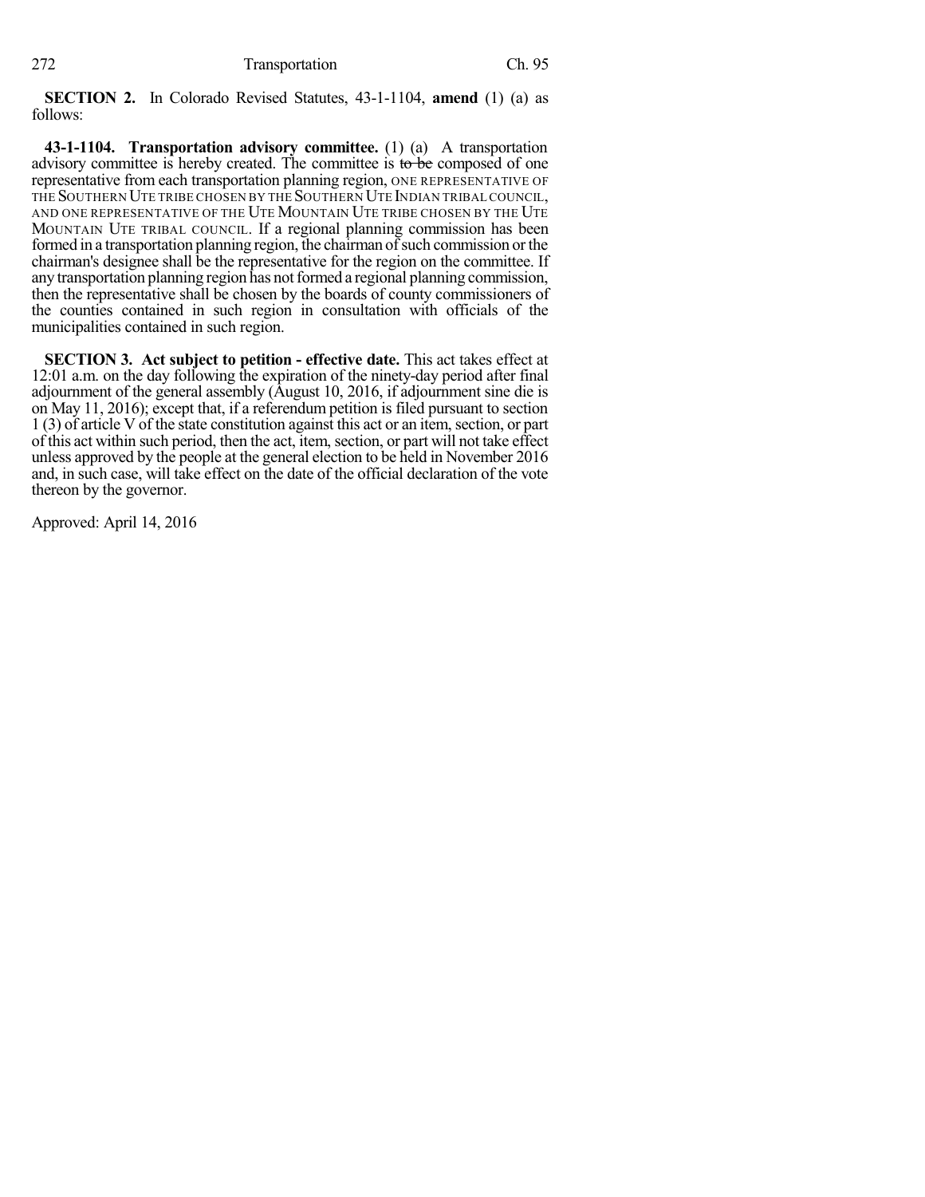**SECTION 2.** In Colorado Revised Statutes, 43-1-1104, **amend** (1) (a) as follows:

**43-1-1104. Transportation advisory committee.** (1) (a) A transportation advisory committee is hereby created. The committee is ~~to be~~ composed of one representative from each transportation planning region, ONE REPRESENTATIVE OF THE SOUTHERN UTE TRIBE CHOSEN BY THE SOUTHERN UTE INDIAN TRIBAL COUNCIL, AND ONE REPRESENTATIVE OF THE UTE MOUNTAIN UTE TRIBE CHOSEN BY THE UTE MOUNTAIN UTE TRIBAL COUNCIL. If a regional planning commission has been formed in a transportation planning region, the chairman of such commission or the chairman's designee shall be the representative for the region on the committee. If any transportation planning region has not formed a regional planning commission, then the representative shall be chosen by the boards of county commissioners of the counties contained in such region in consultation with officials of the municipalities contained in such region.

**SECTION 3. Act subject to petition - effective date.** This act takes effect at 12:01 a.m. on the day following the expiration of the ninety-day period after final adjournment of the general assembly (August 10, 2016, if adjournment sine die is on May 11, 2016); except that, if a referendum petition is filed pursuant to section 1 (3) of article V of the state constitution against this act or an item, section, or part of this act within such period, then the act, item, section, or part will not take effect unless approved by the people at the general election to be held in November 2016 and, in such case, will take effect on the date of the official declaration of the vote thereon by the governor.

Approved: April 14, 2016